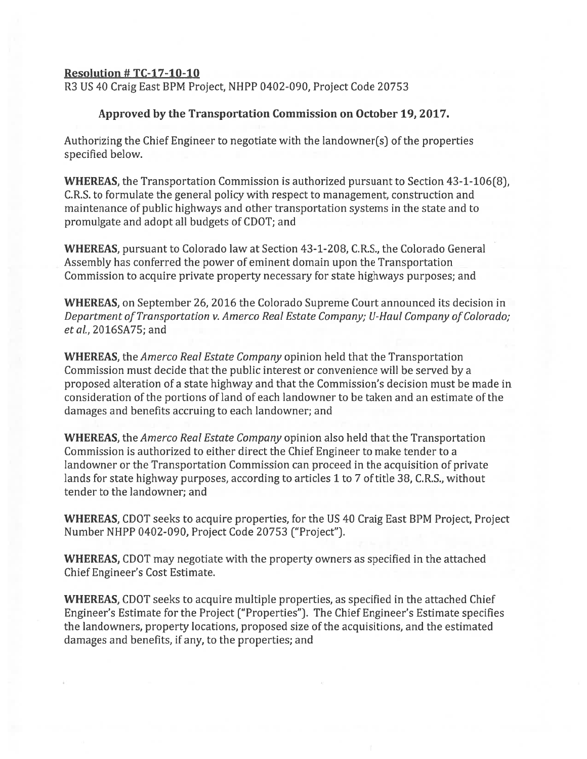**Resolution # TC-17-10-10**

R3 US 40 Craig East BPM Project, NHPP 0402-090, Project Code 20753

**Approved by the Transportation Commission on October 19, 2017.**

Authorizing the Chief Engineer to negotiate with the landowner(s) of the properties specified below.

**WHEREAS,** the Transportation Commission is authorized pursuant to Section 43-1-106(8), C.R.S. to formulate the general policy with respect to management, construction and maintenance of public highways and other transportation systems in the state and to promulgate and adopt all budgets of CDOT; and

**WHEREAS,** pursuant to Colorado law at Section 43-1-208, C.R.S., the Colorado General Assembly has conferred the power of eminent domain upon the Transportation Commission to acquire private property necessary for state highways purposes; and

**WHEREAS,** on September 26, 2016 the Colorado Supreme Court announced its decision in *Department of Transportation v. Amerco Real Estate Company; U-Haul Company of Colorado; et al.*, 2016SA75; and

**WHEREAS,** the *Amerco Real Estate Company* opinion held that the Transportation Commission must decide that the public interest or convenience will be served by a proposed alteration of a state highway and that the Commission's decision must be made in consideration of the portions of land of each landowner to be taken and an estimate of the damages and benefits accruing to each landowner; and

**WHEREAS,** the *Amerco Real Estate Company* opinion also held that the Transportation Commission is authorized to either direct the Chief Engineer to make tender to a landowner or the Transportation Commission can proceed in the acquisition of private lands for state highway purposes, according to articles 1 to 7 of title 38, C.R.S., without tender to the landowner; and

**WHEREAS,** CDOT seeks to acquire properties, for the US 40 Craig East BPM Project, Project Number NHPP 0402-090, Project Code 20753 ("Project").

**WHEREAS,** CDOT may negotiate with the property owners as specified in the attached Chief Engineer's Cost Estimate.

**WHEREAS,** CDOT seeks to acquire multiple properties, as specified in the attached Chief Engineer's Estimate for the Project ("Properties"). The Chief Engineer's Estimate specifies the landowners, property locations, proposed size of the acquisitions, and the estimated damages and benefits, if any, to the properties; and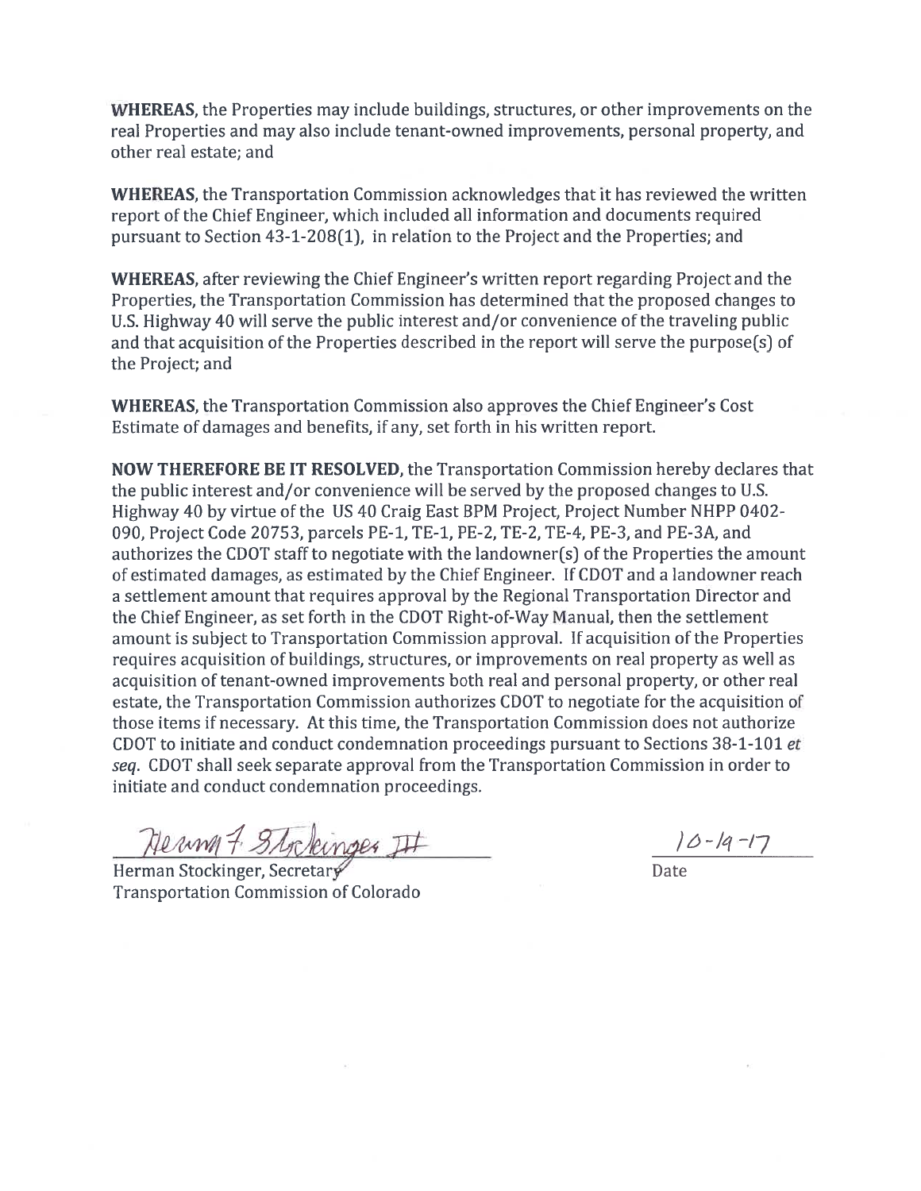**WHEREAS**, the Properties may include buildings, structures, or other improvements on the real Properties and may also include tenant-owned improvements, personal property, and other real estate; and

**WHEREAS**, the Transportation Commission acknowledges that it has reviewed the written report of the Chief Engineer, which included all information and documents required pursuant to Section 43-1-208(1), in relation to the Project and the Properties; and

**WHEREAS**, after reviewing the Chief Engineer's written report regarding Project and the Properties, the Transportation Commission has determined that the proposed changes to U.S. Highway 40 will serve the public interest and/or convenience of the traveling public and that acquisition of the Properties described in the report will serve the purpose(s) of the Project; and

**WHEREAS**, the Transportation Commission also approves the Chief Engineer's Cost Estimate of damages and benefits, if any, set forth in his written report.

**NOW THEREFORE BE IT RESOLVED**, the Transportation Commission hereby declares that the public interest and/or convenience will be served by the proposed changes to U.S. Highway 40 by virtue of the US 40 Craig East BPM Project, Project Number NHPP 0402-090, Project Code 20753, parcels PE-1, TE-1, PE-2, TE-2, TE-4, PE-3, and PE-3A, and authorizes the CDOT staff to negotiate with the landowner(s) of the Properties the amount of estimated damages, as estimated by the Chief Engineer. If CDOT and a landowner reach a settlement amount that requires approval by the Regional Transportation Director and the Chief Engineer, as set forth in the CDOT Right-of-Way Manual, then the settlement amount is subject to Transportation Commission approval. If acquisition of the Properties requires acquisition of buildings, structures, or improvements on real property as well as acquisition of tenant-owned improvements both real and personal property, or other real estate, the Transportation Commission authorizes CDOT to negotiate for the acquisition of those items if necessary. At this time, the Transportation Commission does not authorize CDOT to initiate and conduct condemnation proceedings pursuant to Sections 38-1-101 *et seq*. CDOT shall seek separate approval from the Transportation Commission in order to initiate and conduct condemnation proceedings.

Herman F. Stockinger III

Herman Stockinger, Secretary
Transportation Commission of Colorado

10-19-17

Date